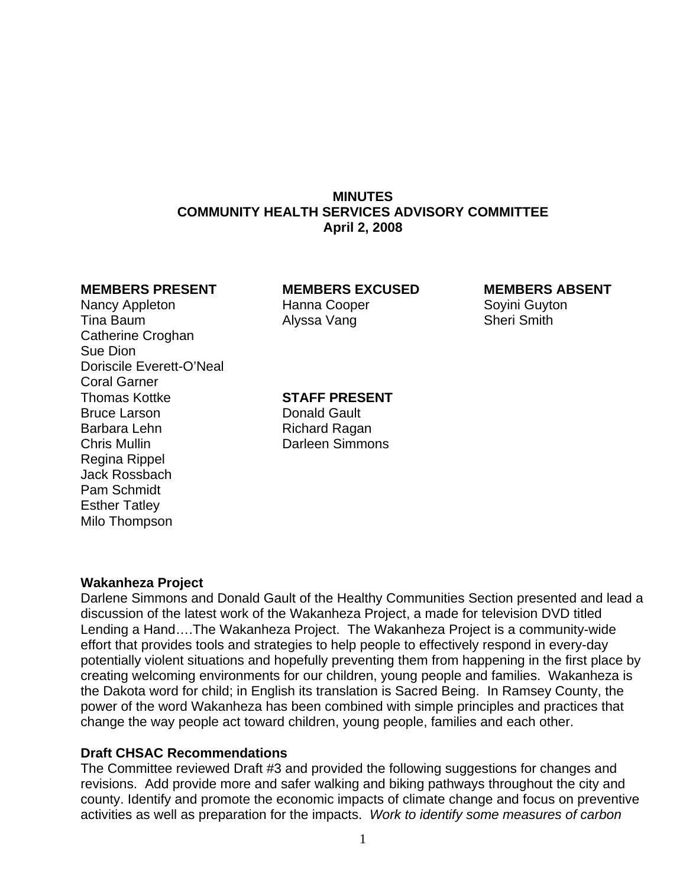**MINUTES**
**COMMUNITY HEALTH SERVICES ADVISORY COMMITTEE**
**April 2, 2008**

| MEMBERS PRESENT | MEMBERS EXCUSED | MEMBERS ABSENT |
|---|---|---|
| Nancy Appleton | Hanna Cooper | Soyini Guyton |
| Tina Baum | Alyssa Vang | Sheri Smith |
| Catherine Croghan | | |
| Sue Dion | | |
| Doriscile Everett-O'Neal | | |
| Coral Garner | | |
| Thomas Kottke | **STAFF PRESENT** | |
| Bruce Larson | Donald Gault | |
| Barbara Lehn | Richard Ragan | |
| Chris Mullin | Darleen Simmons | |
| Regina Rippel | | |
| Jack Rossbach | | |
| Pam Schmidt | | |
| Esther Tatley | | |
| Milo Thompson | | |

**Wakanheza Project**
Darlene Simmons and Donald Gault of the Healthy Communities Section presented and lead a discussion of the latest work of the Wakanheza Project, a made for television DVD titled Lending a Hand….The Wakanheza Project. The Wakanheza Project is a community-wide effort that provides tools and strategies to help people to effectively respond in every-day potentially violent situations and hopefully preventing them from happening in the first place by creating welcoming environments for our children, young people and families. Wakanheza is the Dakota word for child; in English its translation is Sacred Being. In Ramsey County, the power of the word Wakanheza has been combined with simple principles and practices that change the way people act toward children, young people, families and each other.

**Draft CHSAC Recommendations**
The Committee reviewed Draft #3 and provided the following suggestions for changes and revisions. Add provide more and safer walking and biking pathways throughout the city and county. Identify and promote the economic impacts of climate change and focus on preventive activities as well as preparation for the impacts. *Work to identify some measures of carbon*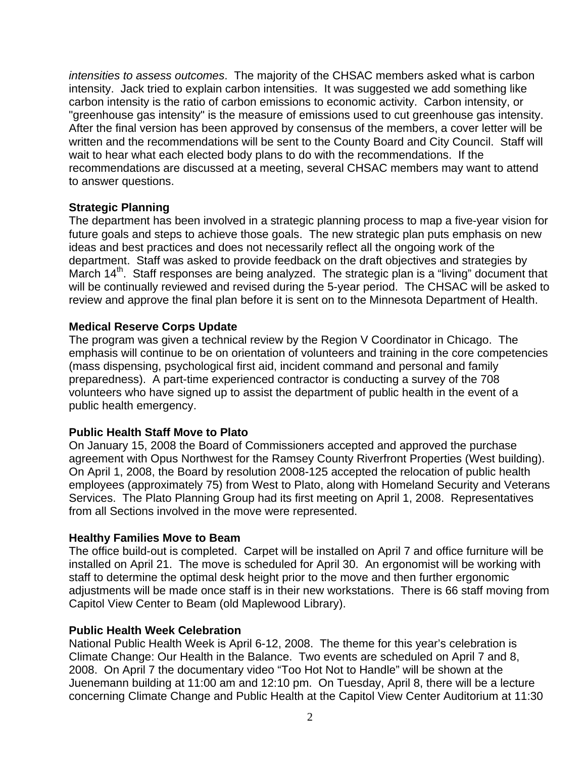*intensities to assess outcomes*. The majority of the CHSAC members asked what is carbon intensity. Jack tried to explain carbon intensities. It was suggested we add something like carbon intensity is the ratio of carbon emissions to economic activity. Carbon intensity, or "greenhouse gas intensity" is the measure of emissions used to cut greenhouse gas intensity. After the final version has been approved by consensus of the members, a cover letter will be written and the recommendations will be sent to the County Board and City Council. Staff will wait to hear what each elected body plans to do with the recommendations. If the recommendations are discussed at a meeting, several CHSAC members may want to attend to answer questions.

**Strategic Planning**

The department has been involved in a strategic planning process to map a five-year vision for future goals and steps to achieve those goals. The new strategic plan puts emphasis on new ideas and best practices and does not necessarily reflect all the ongoing work of the department. Staff was asked to provide feedback on the draft objectives and strategies by March 14th. Staff responses are being analyzed. The strategic plan is a "living" document that will be continually reviewed and revised during the 5-year period. The CHSAC will be asked to review and approve the final plan before it is sent on to the Minnesota Department of Health.

**Medical Reserve Corps Update**

The program was given a technical review by the Region V Coordinator in Chicago. The emphasis will continue to be on orientation of volunteers and training in the core competencies (mass dispensing, psychological first aid, incident command and personal and family preparedness). A part-time experienced contractor is conducting a survey of the 708 volunteers who have signed up to assist the department of public health in the event of a public health emergency.

**Public Health Staff Move to Plato**

On January 15, 2008 the Board of Commissioners accepted and approved the purchase agreement with Opus Northwest for the Ramsey County Riverfront Properties (West building). On April 1, 2008, the Board by resolution 2008-125 accepted the relocation of public health employees (approximately 75) from West to Plato, along with Homeland Security and Veterans Services. The Plato Planning Group had its first meeting on April 1, 2008. Representatives from all Sections involved in the move were represented.

**Healthy Families Move to Beam**

The office build-out is completed. Carpet will be installed on April 7 and office furniture will be installed on April 21. The move is scheduled for April 30. An ergonomist will be working with staff to determine the optimal desk height prior to the move and then further ergonomic adjustments will be made once staff is in their new workstations. There is 66 staff moving from Capitol View Center to Beam (old Maplewood Library).

**Public Health Week Celebration**

National Public Health Week is April 6-12, 2008. The theme for this year's celebration is Climate Change: Our Health in the Balance. Two events are scheduled on April 7 and 8, 2008. On April 7 the documentary video "Too Hot Not to Handle" will be shown at the Juenemann building at 11:00 am and 12:10 pm. On Tuesday, April 8, there will be a lecture concerning Climate Change and Public Health at the Capitol View Center Auditorium at 11:30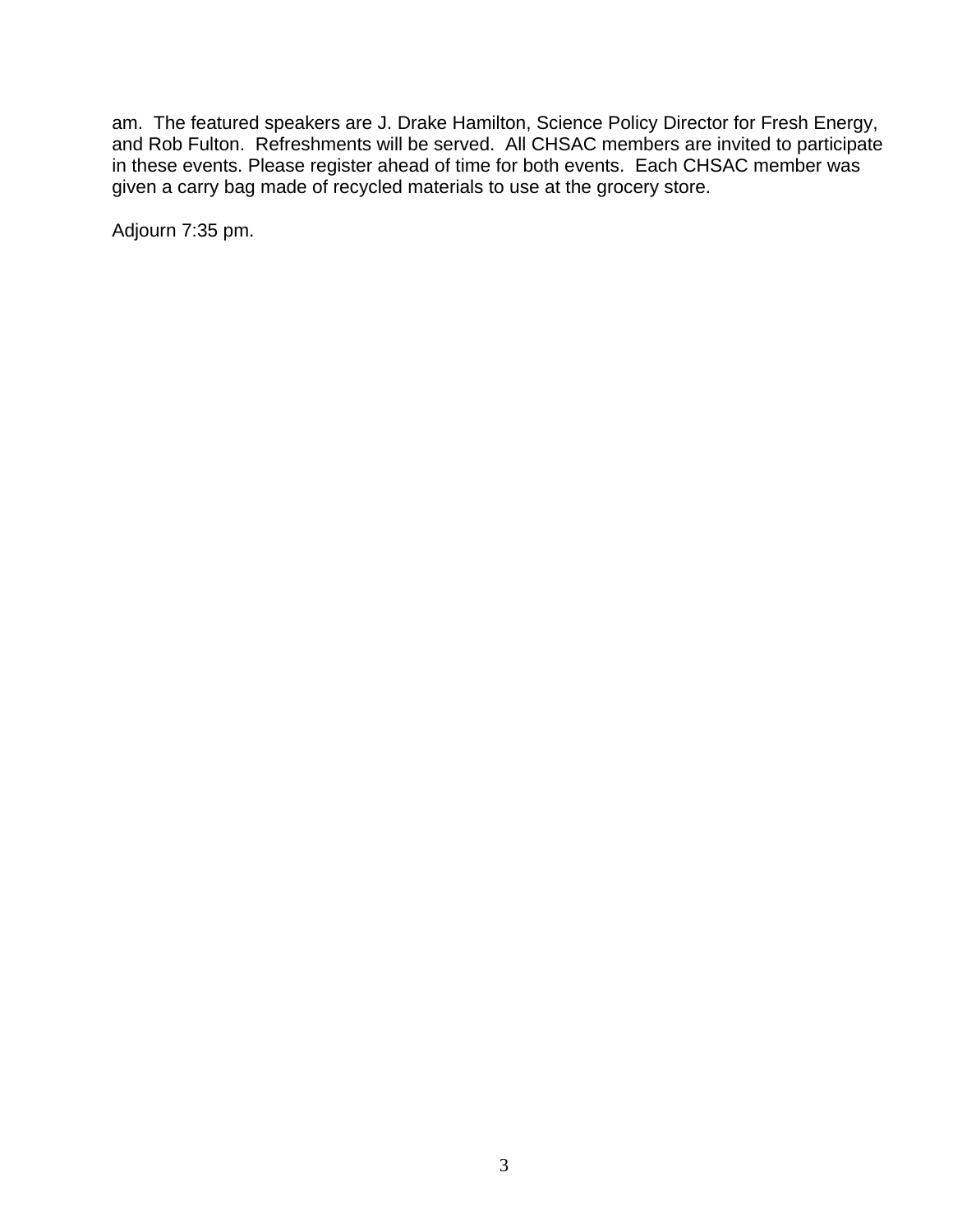am. The featured speakers are J. Drake Hamilton, Science Policy Director for Fresh Energy, and Rob Fulton. Refreshments will be served. All CHSAC members are invited to participate in these events. Please register ahead of time for both events. Each CHSAC member was given a carry bag made of recycled materials to use at the grocery store.

Adjourn 7:35 pm.